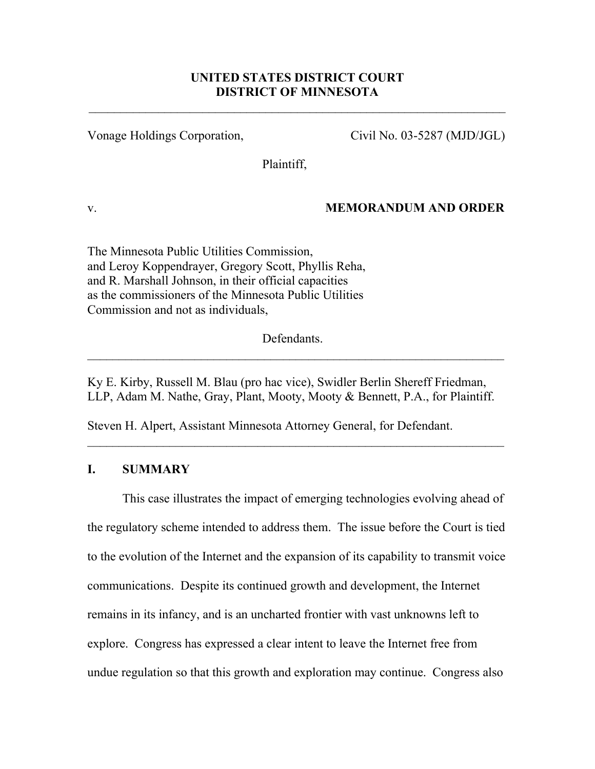**UNITED STATES DISTRICT COURT**
**DISTRICT OF MINNESOTA**

---

Vonage Holdings Corporation, Civil No. 03-5287 (MJD/JGL)

Plaintiff,

v. **MEMORANDUM AND ORDER**

The Minnesota Public Utilities Commission,
and Leroy Koppendrayer, Gregory Scott, Phyllis Reha,
and R. Marshall Johnson, in their official capacities
as the commissioners of the Minnesota Public Utilities
Commission and not as individuals,

Defendants.

---

Ky E. Kirby, Russell M. Blau (pro hac vice), Swidler Berlin Shereff Friedman, LLP, Adam M. Nathe, Gray, Plant, Mooty, Mooty & Bennett, P.A., for Plaintiff.

Steven H. Alpert, Assistant Minnesota Attorney General, for Defendant.

---

## I. SUMMARY

This case illustrates the impact of emerging technologies evolving ahead of the regulatory scheme intended to address them. The issue before the Court is tied to the evolution of the Internet and the expansion of its capability to transmit voice communications. Despite its continued growth and development, the Internet remains in its infancy, and is an uncharted frontier with vast unknowns left to explore. Congress has expressed a clear intent to leave the Internet free from undue regulation so that this growth and exploration may continue. Congress also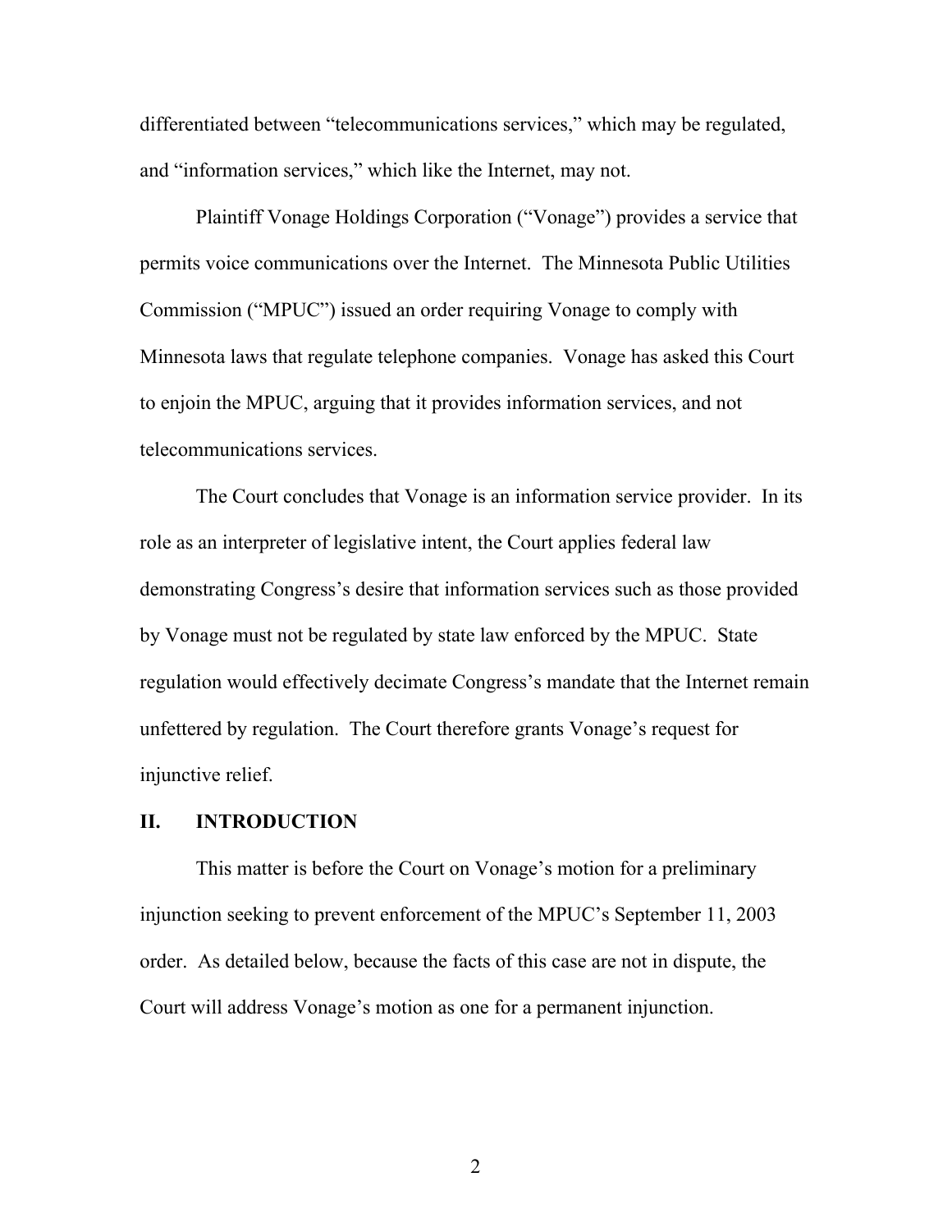differentiated between "telecommunications services," which may be regulated, and "information services," which like the Internet, may not.

Plaintiff Vonage Holdings Corporation ("Vonage") provides a service that permits voice communications over the Internet. The Minnesota Public Utilities Commission ("MPUC") issued an order requiring Vonage to comply with Minnesota laws that regulate telephone companies. Vonage has asked this Court to enjoin the MPUC, arguing that it provides information services, and not telecommunications services.

The Court concludes that Vonage is an information service provider. In its role as an interpreter of legislative intent, the Court applies federal law demonstrating Congress's desire that information services such as those provided by Vonage must not be regulated by state law enforced by the MPUC. State regulation would effectively decimate Congress's mandate that the Internet remain unfettered by regulation. The Court therefore grants Vonage's request for injunctive relief.

## II. INTRODUCTION

This matter is before the Court on Vonage's motion for a preliminary injunction seeking to prevent enforcement of the MPUC's September 11, 2003 order. As detailed below, because the facts of this case are not in dispute, the Court will address Vonage's motion as one for a permanent injunction.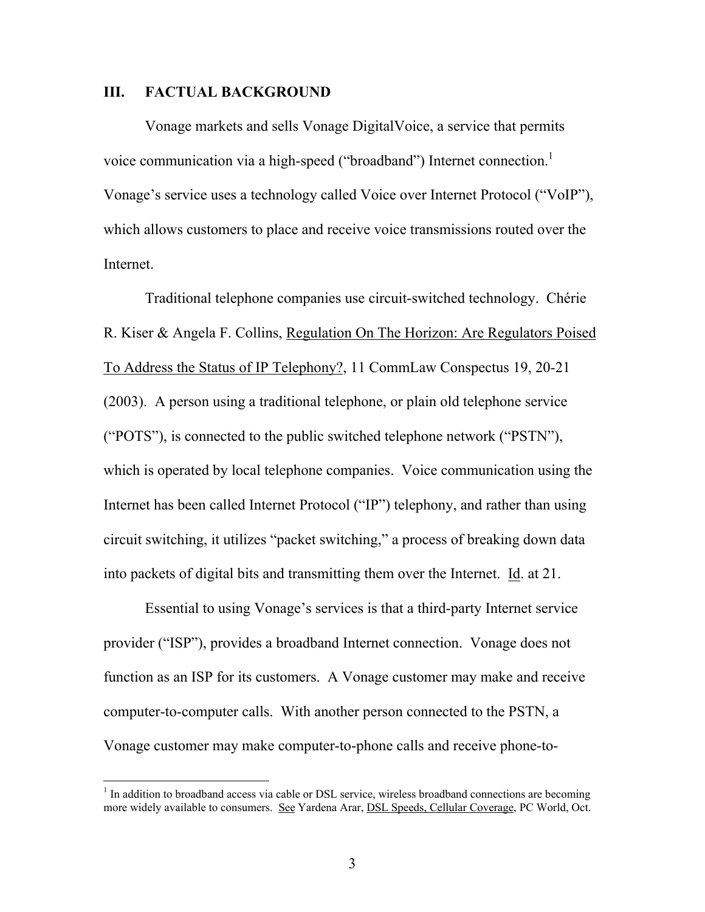## III. FACTUAL BACKGROUND

Vonage markets and sells Vonage DigitalVoice, a service that permits voice communication via a high-speed ("broadband") Internet connection.[1] Vonage's service uses a technology called Voice over Internet Protocol ("VoIP"), which allows customers to place and receive voice transmissions routed over the Internet.

Traditional telephone companies use circuit-switched technology. Chérie R. Kiser & Angela F. Collins, Regulation On The Horizon: Are Regulators Poised To Address the Status of IP Telephony?, 11 CommLaw Conspectus 19, 20-21 (2003). A person using a traditional telephone, or plain old telephone service ("POTS"), is connected to the public switched telephone network ("PSTN"), which is operated by local telephone companies. Voice communication using the Internet has been called Internet Protocol ("IP") telephony, and rather than using circuit switching, it utilizes "packet switching," a process of breaking down data into packets of digital bits and transmitting them over the Internet. Id. at 21.

Essential to using Vonage's services is that a third-party Internet service provider ("ISP"), provides a broadband Internet connection. Vonage does not function as an ISP for its customers. A Vonage customer may make and receive computer-to-computer calls. With another person connected to the PSTN, a Vonage customer may make computer-to-phone calls and receive phone-to-

---

[1] In addition to broadband access via cable or DSL service, wireless broadband connections are becoming more widely available to consumers. See Yardena Arar, DSL Speeds, Cellular Coverage, PC World, Oct.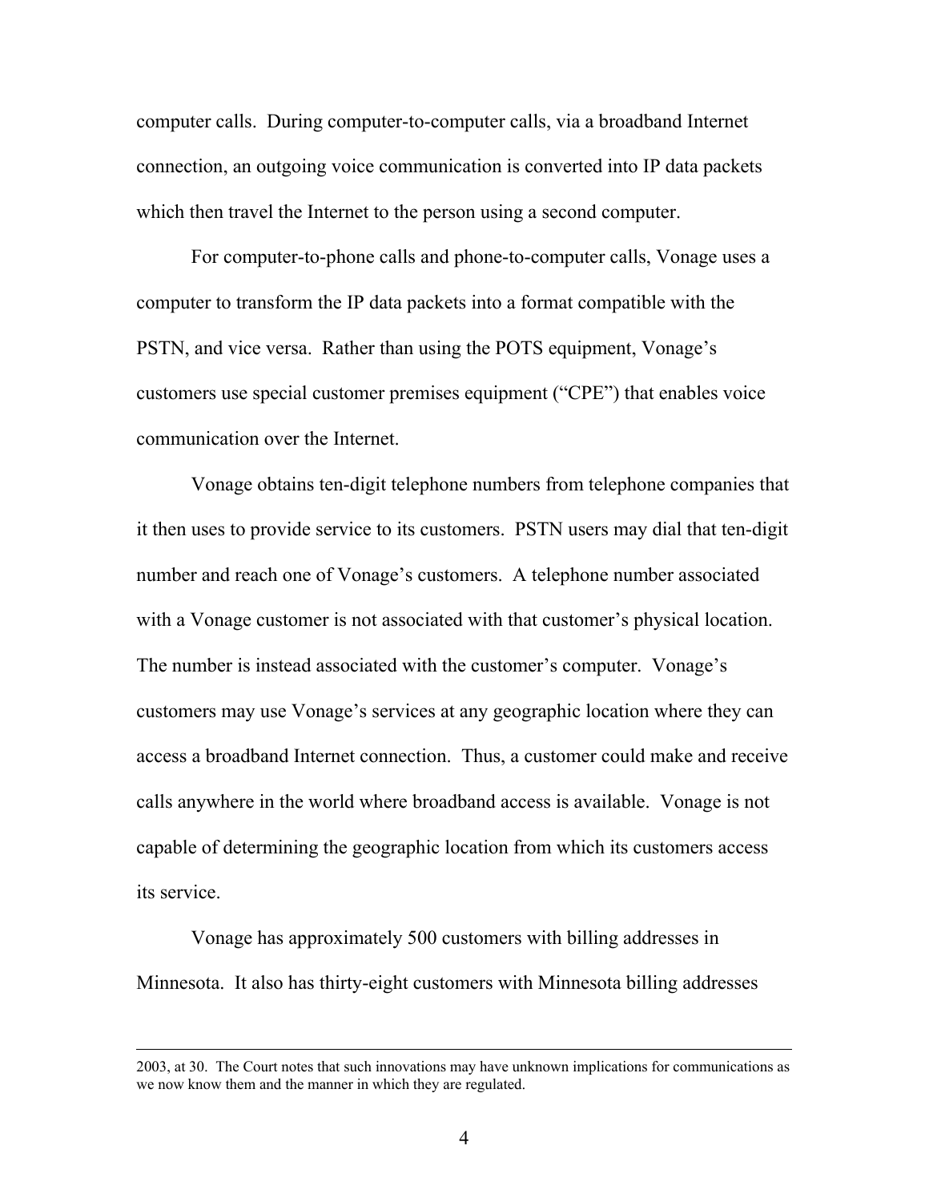computer calls. During computer-to-computer calls, via a broadband Internet connection, an outgoing voice communication is converted into IP data packets which then travel the Internet to the person using a second computer.

For computer-to-phone calls and phone-to-computer calls, Vonage uses a computer to transform the IP data packets into a format compatible with the PSTN, and vice versa. Rather than using the POTS equipment, Vonage's customers use special customer premises equipment ("CPE") that enables voice communication over the Internet.

Vonage obtains ten-digit telephone numbers from telephone companies that it then uses to provide service to its customers. PSTN users may dial that ten-digit number and reach one of Vonage's customers. A telephone number associated with a Vonage customer is not associated with that customer's physical location. The number is instead associated with the customer's computer. Vonage's customers may use Vonage's services at any geographic location where they can access a broadband Internet connection. Thus, a customer could make and receive calls anywhere in the world where broadband access is available. Vonage is not capable of determining the geographic location from which its customers access its service.

Vonage has approximately 500 customers with billing addresses in Minnesota. It also has thirty-eight customers with Minnesota billing addresses

---

2003, at 30. The Court notes that such innovations may have unknown implications for communications as we now know them and the manner in which they are regulated.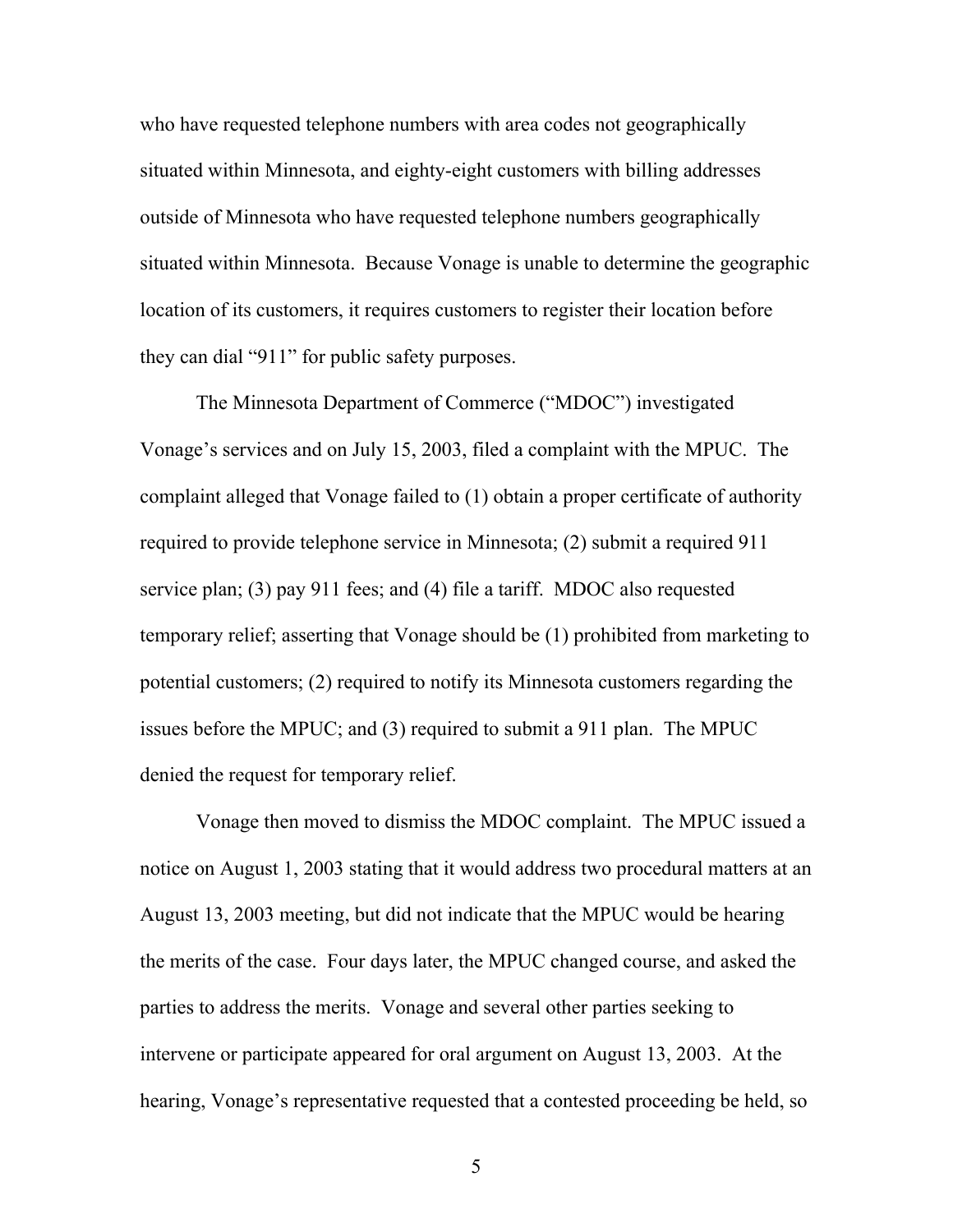who have requested telephone numbers with area codes not geographically situated within Minnesota, and eighty-eight customers with billing addresses outside of Minnesota who have requested telephone numbers geographically situated within Minnesota. Because Vonage is unable to determine the geographic location of its customers, it requires customers to register their location before they can dial "911" for public safety purposes.

The Minnesota Department of Commerce ("MDOC") investigated Vonage's services and on July 15, 2003, filed a complaint with the MPUC. The complaint alleged that Vonage failed to (1) obtain a proper certificate of authority required to provide telephone service in Minnesota; (2) submit a required 911 service plan; (3) pay 911 fees; and (4) file a tariff. MDOC also requested temporary relief; asserting that Vonage should be (1) prohibited from marketing to potential customers; (2) required to notify its Minnesota customers regarding the issues before the MPUC; and (3) required to submit a 911 plan. The MPUC denied the request for temporary relief.

Vonage then moved to dismiss the MDOC complaint. The MPUC issued a notice on August 1, 2003 stating that it would address two procedural matters at an August 13, 2003 meeting, but did not indicate that the MPUC would be hearing the merits of the case. Four days later, the MPUC changed course, and asked the parties to address the merits. Vonage and several other parties seeking to intervene or participate appeared for oral argument on August 13, 2003. At the hearing, Vonage's representative requested that a contested proceeding be held, so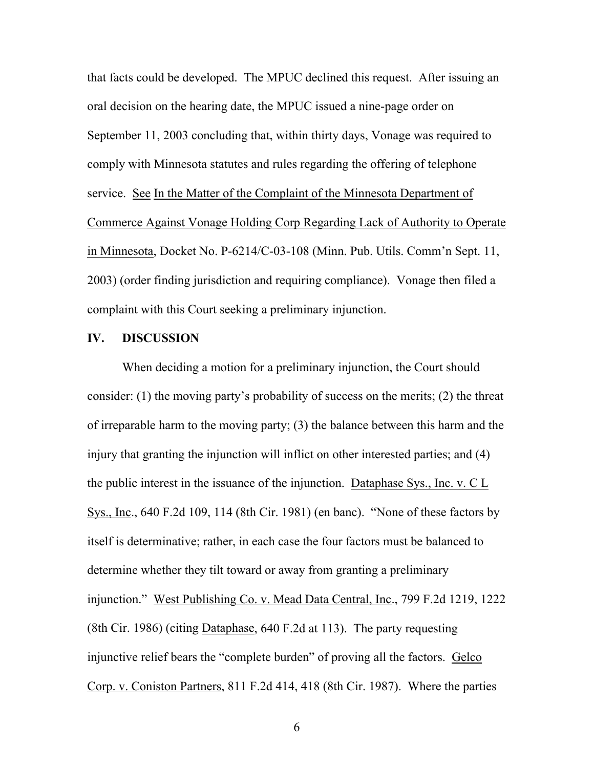that facts could be developed. The MPUC declined this request. After issuing an oral decision on the hearing date, the MPUC issued a nine-page order on September 11, 2003 concluding that, within thirty days, Vonage was required to comply with Minnesota statutes and rules regarding the offering of telephone service. See In the Matter of the Complaint of the Minnesota Department of Commerce Against Vonage Holding Corp Regarding Lack of Authority to Operate in Minnesota, Docket No. P-6214/C-03-108 (Minn. Pub. Utils. Comm'n Sept. 11, 2003) (order finding jurisdiction and requiring compliance). Vonage then filed a complaint with this Court seeking a preliminary injunction.

## IV. DISCUSSION

When deciding a motion for a preliminary injunction, the Court should consider: (1) the moving party's probability of success on the merits; (2) the threat of irreparable harm to the moving party; (3) the balance between this harm and the injury that granting the injunction will inflict on other interested parties; and (4) the public interest in the issuance of the injunction. Dataphase Sys., Inc. v. C L Sys., Inc., 640 F.2d 109, 114 (8th Cir. 1981) (en banc). "None of these factors by itself is determinative; rather, in each case the four factors must be balanced to determine whether they tilt toward or away from granting a preliminary injunction." West Publishing Co. v. Mead Data Central, Inc., 799 F.2d 1219, 1222 (8th Cir. 1986) (citing Dataphase, 640 F.2d at 113). The party requesting injunctive relief bears the "complete burden" of proving all the factors. Gelco Corp. v. Coniston Partners, 811 F.2d 414, 418 (8th Cir. 1987). Where the parties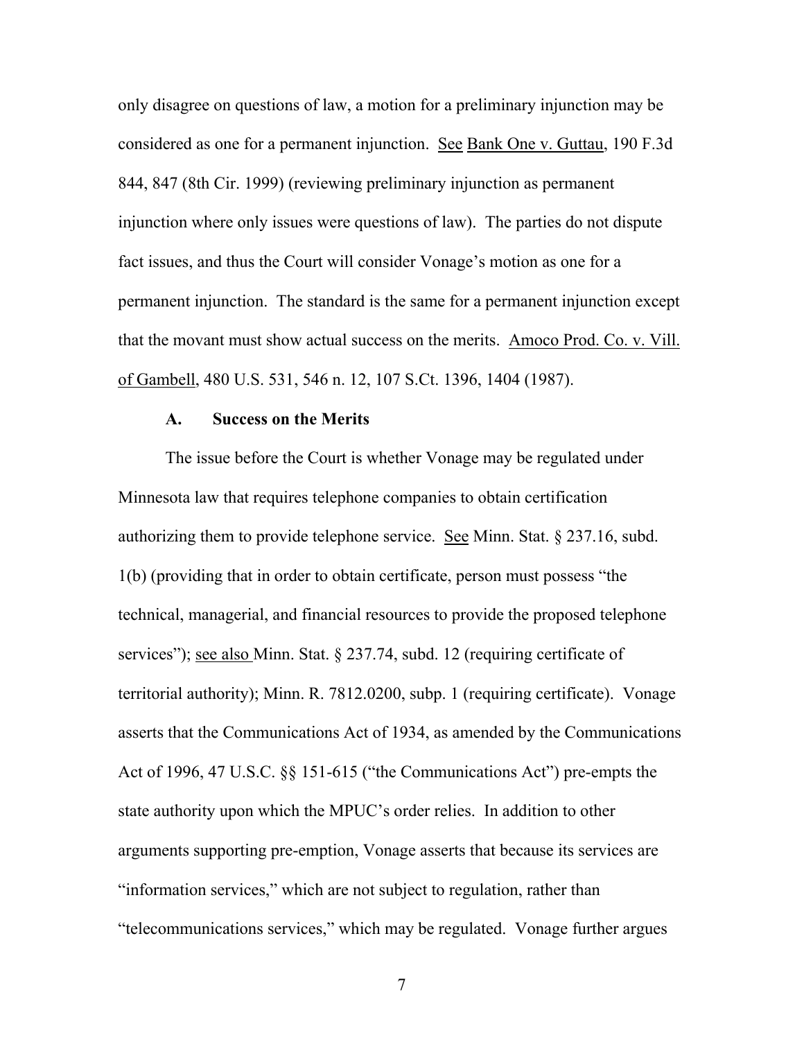only disagree on questions of law, a motion for a preliminary injunction may be considered as one for a permanent injunction. See Bank One v. Guttau, 190 F.3d 844, 847 (8th Cir. 1999) (reviewing preliminary injunction as permanent injunction where only issues were questions of law). The parties do not dispute fact issues, and thus the Court will consider Vonage's motion as one for a permanent injunction. The standard is the same for a permanent injunction except that the movant must show actual success on the merits. Amoco Prod. Co. v. Vill. of Gambell, 480 U.S. 531, 546 n. 12, 107 S.Ct. 1396, 1404 (1987).

### A. Success on the Merits

The issue before the Court is whether Vonage may be regulated under Minnesota law that requires telephone companies to obtain certification authorizing them to provide telephone service. See Minn. Stat. § 237.16, subd. 1(b) (providing that in order to obtain certificate, person must possess "the technical, managerial, and financial resources to provide the proposed telephone services"); see also Minn. Stat. § 237.74, subd. 12 (requiring certificate of territorial authority); Minn. R. 7812.0200, subp. 1 (requiring certificate). Vonage asserts that the Communications Act of 1934, as amended by the Communications Act of 1996, 47 U.S.C. §§ 151-615 ("the Communications Act") pre-empts the state authority upon which the MPUC's order relies. In addition to other arguments supporting pre-emption, Vonage asserts that because its services are "information services," which are not subject to regulation, rather than "telecommunications services," which may be regulated. Vonage further argues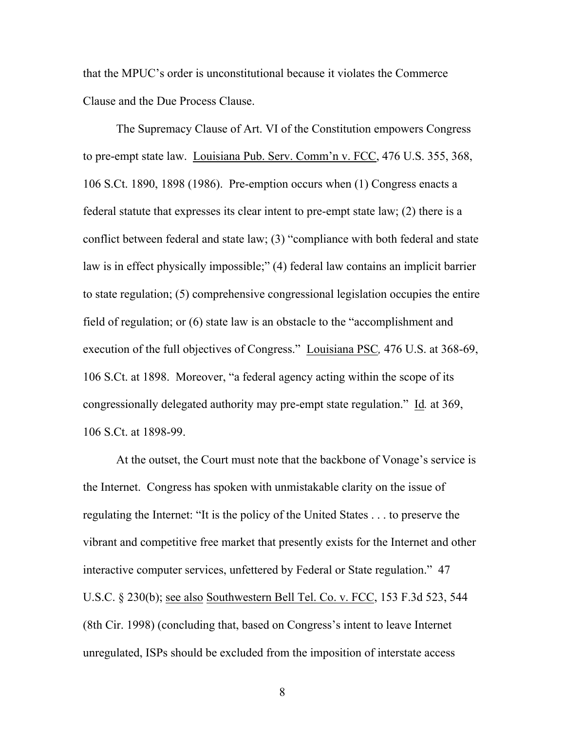that the MPUC's order is unconstitutional because it violates the Commerce Clause and the Due Process Clause.

The Supremacy Clause of Art. VI of the Constitution empowers Congress to pre-empt state law. Louisiana Pub. Serv. Comm'n v. FCC, 476 U.S. 355, 368, 106 S.Ct. 1890, 1898 (1986). Pre-emption occurs when (1) Congress enacts a federal statute that expresses its clear intent to pre-empt state law; (2) there is a conflict between federal and state law; (3) "compliance with both federal and state law is in effect physically impossible;" (4) federal law contains an implicit barrier to state regulation; (5) comprehensive congressional legislation occupies the entire field of regulation; or (6) state law is an obstacle to the "accomplishment and execution of the full objectives of Congress." Louisiana PSC, 476 U.S. at 368-69, 106 S.Ct. at 1898. Moreover, "a federal agency acting within the scope of its congressionally delegated authority may pre-empt state regulation." *Id.* at 369, 106 S.Ct. at 1898-99.

At the outset, the Court must note that the backbone of Vonage's service is the Internet. Congress has spoken with unmistakable clarity on the issue of regulating the Internet: "It is the policy of the United States . . . to preserve the vibrant and competitive free market that presently exists for the Internet and other interactive computer services, unfettered by Federal or State regulation." 47 U.S.C. § 230(b); see also Southwestern Bell Tel. Co. v. FCC, 153 F.3d 523, 544 (8th Cir. 1998) (concluding that, based on Congress's intent to leave Internet unregulated, ISPs should be excluded from the imposition of interstate access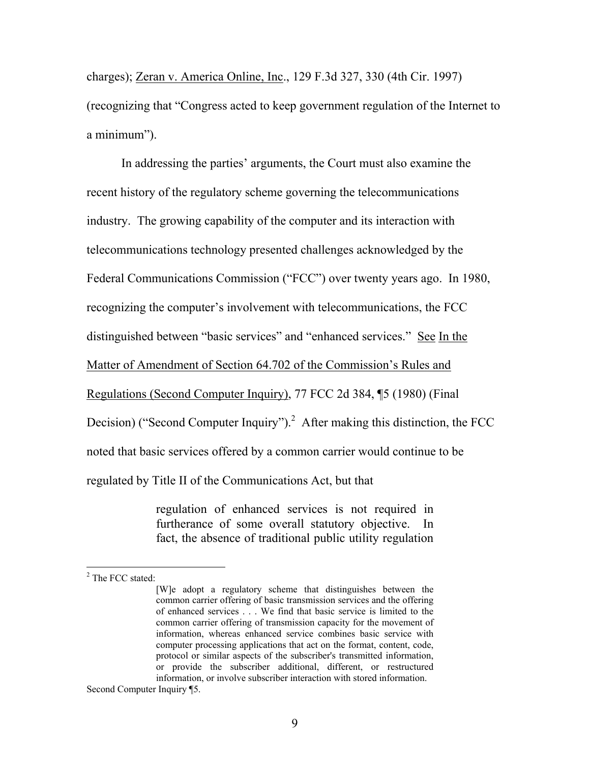charges); Zeran v. America Online, Inc., 129 F.3d 327, 330 (4th Cir. 1997) (recognizing that "Congress acted to keep government regulation of the Internet to a minimum").

In addressing the parties' arguments, the Court must also examine the recent history of the regulatory scheme governing the telecommunications industry. The growing capability of the computer and its interaction with telecommunications technology presented challenges acknowledged by the Federal Communications Commission ("FCC") over twenty years ago. In 1980, recognizing the computer's involvement with telecommunications, the FCC distinguished between "basic services" and "enhanced services." See In the Matter of Amendment of Section 64.702 of the Commission's Rules and Regulations (Second Computer Inquiry), 77 FCC 2d 384, ¶5 (1980) (Final Decision) ("Second Computer Inquiry").[2] After making this distinction, the FCC noted that basic services offered by a common carrier would continue to be regulated by Title II of the Communications Act, but that

> regulation of enhanced services is not required in furtherance of some overall statutory objective. In fact, the absence of traditional public utility regulation

---

[2] The FCC stated:

> [W]e adopt a regulatory scheme that distinguishes between the common carrier offering of basic transmission services and the offering of enhanced services . . . We find that basic service is limited to the common carrier offering of transmission capacity for the movement of information, whereas enhanced service combines basic service with computer processing applications that act on the format, content, code, protocol or similar aspects of the subscriber's transmitted information, or provide the subscriber additional, different, or restructured information, or involve subscriber interaction with stored information.

Second Computer Inquiry ¶5.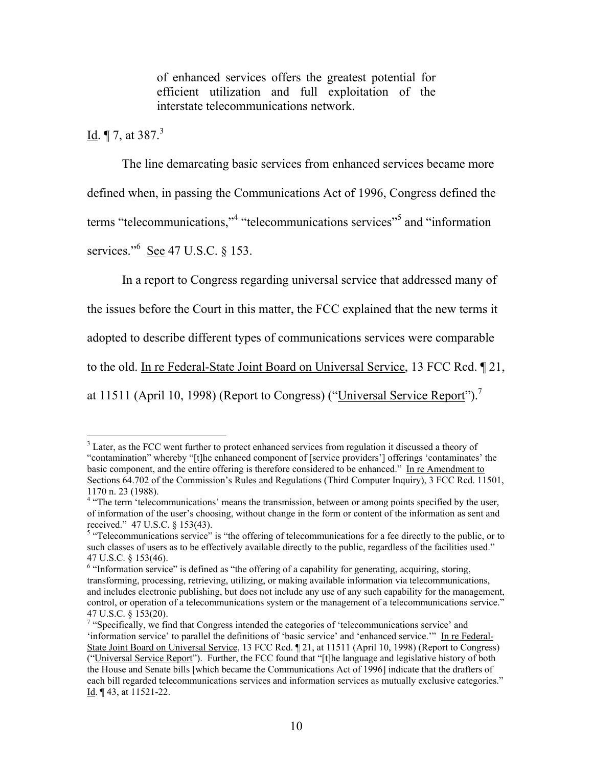> of enhanced services offers the greatest potential for efficient utilization and full exploitation of the interstate telecommunications network.

Id. ¶ 7, at 387.[3]

The line demarcating basic services from enhanced services became more defined when, in passing the Communications Act of 1996, Congress defined the terms "telecommunications,"[4] "telecommunications services"[5] and "information services."[6] See 47 U.S.C. § 153.

In a report to Congress regarding universal service that addressed many of the issues before the Court in this matter, the FCC explained that the new terms it adopted to describe different types of communications services were comparable to the old. In re Federal-State Joint Board on Universal Service, 13 FCC Rcd. ¶ 21, at 11511 (April 10, 1998) (Report to Congress) ("Universal Service Report").[7]

---

[3] Later, as the FCC went further to protect enhanced services from regulation it discussed a theory of "contamination" whereby "[t]he enhanced component of [service providers'] offerings 'contaminates' the basic component, and the entire offering is therefore considered to be enhanced." In re Amendment to Sections 64.702 of the Commission's Rules and Regulations (Third Computer Inquiry), 3 FCC Rcd. 11501, 1170 n. 23 (1988).

[4] "The term 'telecommunications' means the transmission, between or among points specified by the user, of information of the user's choosing, without change in the form or content of the information as sent and received." 47 U.S.C. § 153(43).

[5] "Telecommunications service" is "the offering of telecommunications for a fee directly to the public, or to such classes of users as to be effectively available directly to the public, regardless of the facilities used." 47 U.S.C. § 153(46).

[6] "Information service" is defined as "the offering of a capability for generating, acquiring, storing, transforming, processing, retrieving, utilizing, or making available information via telecommunications, and includes electronic publishing, but does not include any use of any such capability for the management, control, or operation of a telecommunications system or the management of a telecommunications service." 47 U.S.C. § 153(20).

[7] "Specifically, we find that Congress intended the categories of 'telecommunications service' and 'information service' to parallel the definitions of 'basic service' and 'enhanced service.'" In re Federal-State Joint Board on Universal Service, 13 FCC Rcd. ¶ 21, at 11511 (April 10, 1998) (Report to Congress) ("Universal Service Report"). Further, the FCC found that "[t]he language and legislative history of both the House and Senate bills [which became the Communications Act of 1996] indicate that the drafters of each bill regarded telecommunications services and information services as mutually exclusive categories." Id. ¶ 43, at 11521-22.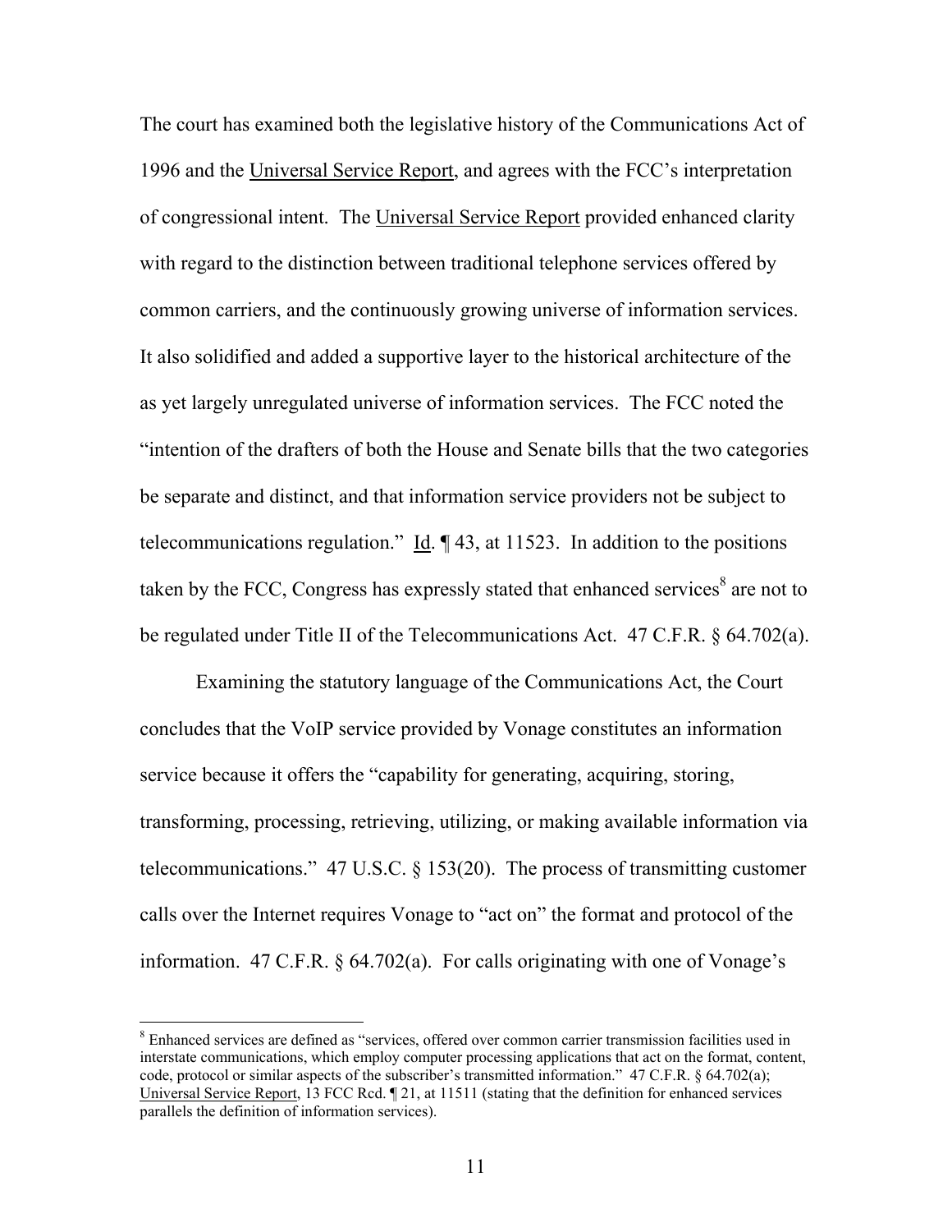The court has examined both the legislative history of the Communications Act of 1996 and the Universal Service Report, and agrees with the FCC's interpretation of congressional intent. The Universal Service Report provided enhanced clarity with regard to the distinction between traditional telephone services offered by common carriers, and the continuously growing universe of information services. It also solidified and added a supportive layer to the historical architecture of the as yet largely unregulated universe of information services. The FCC noted the "intention of the drafters of both the House and Senate bills that the two categories be separate and distinct, and that information service providers not be subject to telecommunications regulation." Id. ¶ 43, at 11523. In addition to the positions taken by the FCC, Congress has expressly stated that enhanced services[8] are not to be regulated under Title II of the Telecommunications Act. 47 C.F.R. § 64.702(a).

Examining the statutory language of the Communications Act, the Court concludes that the VoIP service provided by Vonage constitutes an information service because it offers the "capability for generating, acquiring, storing, transforming, processing, retrieving, utilizing, or making available information via telecommunications." 47 U.S.C. § 153(20). The process of transmitting customer calls over the Internet requires Vonage to "act on" the format and protocol of the information. 47 C.F.R. § 64.702(a). For calls originating with one of Vonage's

---

[8] Enhanced services are defined as "services, offered over common carrier transmission facilities used in interstate communications, which employ computer processing applications that act on the format, content, code, protocol or similar aspects of the subscriber's transmitted information." 47 C.F.R. § 64.702(a); Universal Service Report, 13 FCC Rcd. ¶ 21, at 11511 (stating that the definition for enhanced services parallels the definition of information services).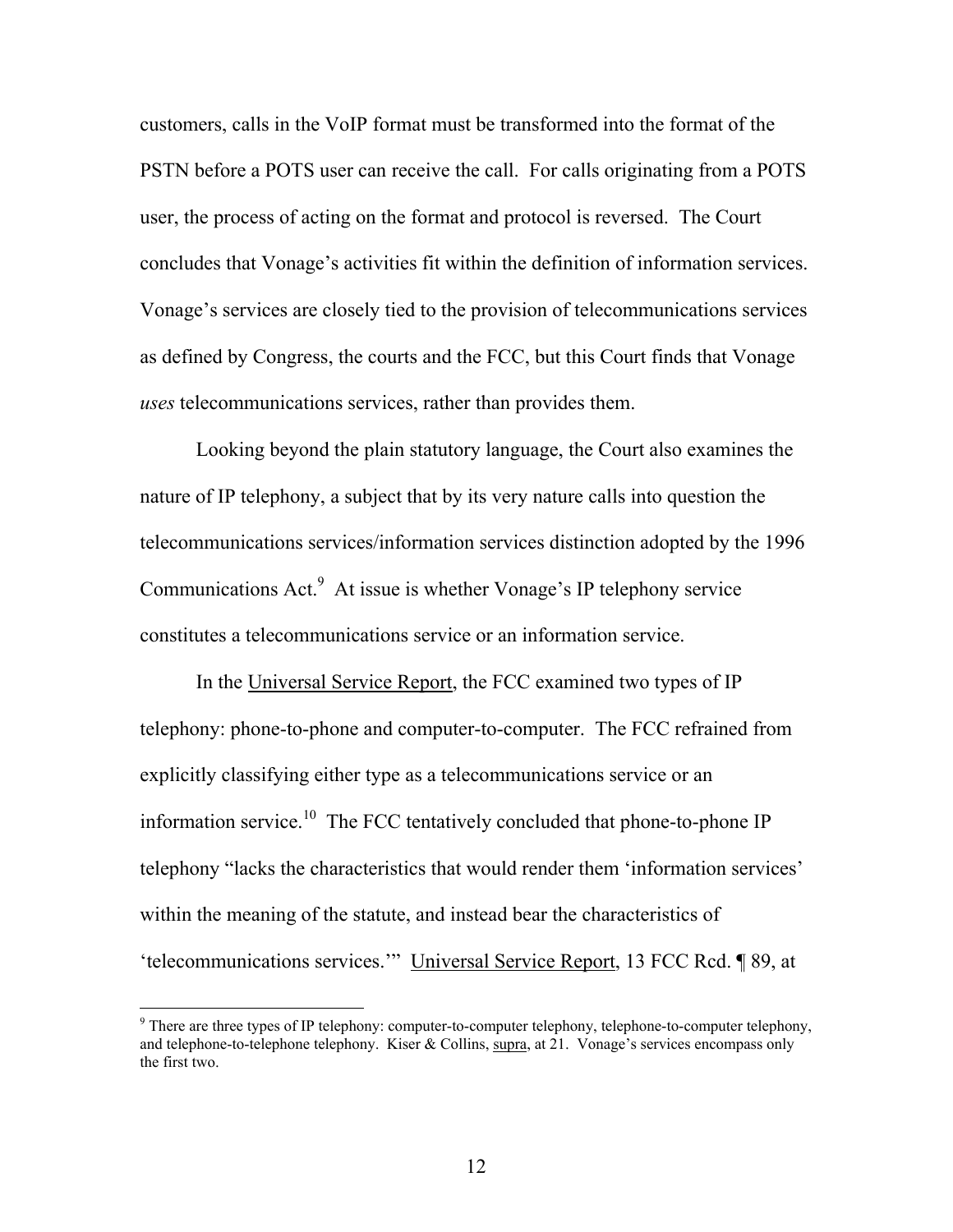customers, calls in the VoIP format must be transformed into the format of the PSTN before a POTS user can receive the call. For calls originating from a POTS user, the process of acting on the format and protocol is reversed. The Court concludes that Vonage's activities fit within the definition of information services. Vonage's services are closely tied to the provision of telecommunications services as defined by Congress, the courts and the FCC, but this Court finds that Vonage *uses* telecommunications services, rather than provides them.

Looking beyond the plain statutory language, the Court also examines the nature of IP telephony, a subject that by its very nature calls into question the telecommunications services/information services distinction adopted by the 1996 Communications Act.[9] At issue is whether Vonage's IP telephony service constitutes a telecommunications service or an information service.

In the <u>Universal Service Report</u>, the FCC examined two types of IP telephony: phone-to-phone and computer-to-computer. The FCC refrained from explicitly classifying either type as a telecommunications service or an information service.[10] The FCC tentatively concluded that phone-to-phone IP telephony "lacks the characteristics that would render them 'information services' within the meaning of the statute, and instead bear the characteristics of 'telecommunications services.'" <u>Universal Service Report</u>, 13 FCC Rcd. ¶ 89, at

---

[9] There are three types of IP telephony: computer-to-computer telephony, telephone-to-computer telephony, and telephone-to-telephone telephony. Kiser & Collins, <u>supra</u>, at 21. Vonage's services encompass only the first two.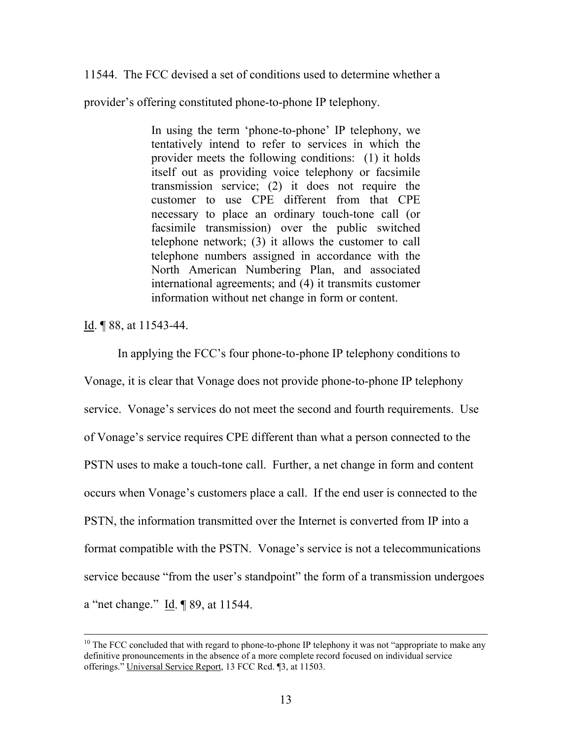11544. The FCC devised a set of conditions used to determine whether a provider's offering constituted phone-to-phone IP telephony.

> In using the term 'phone-to-phone' IP telephony, we tentatively intend to refer to services in which the provider meets the following conditions: (1) it holds itself out as providing voice telephony or facsimile transmission service; (2) it does not require the customer to use CPE different from that CPE necessary to place an ordinary touch-tone call (or facsimile transmission) over the public switched telephone network; (3) it allows the customer to call telephone numbers assigned in accordance with the North American Numbering Plan, and associated international agreements; and (4) it transmits customer information without net change in form or content.

Id. ¶ 88, at 11543-44.

In applying the FCC's four phone-to-phone IP telephony conditions to Vonage, it is clear that Vonage does not provide phone-to-phone IP telephony service. Vonage's services do not meet the second and fourth requirements. Use of Vonage's service requires CPE different than what a person connected to the PSTN uses to make a touch-tone call. Further, a net change in form and content occurs when Vonage's customers place a call. If the end user is connected to the PSTN, the information transmitted over the Internet is converted from IP into a format compatible with the PSTN. Vonage's service is not a telecommunications service because "from the user's standpoint" the form of a transmission undergoes a "net change." Id. ¶ 89, at 11544.

---

[10] The FCC concluded that with regard to phone-to-phone IP telephony it was not "appropriate to make any definitive pronouncements in the absence of a more complete record focused on individual service offerings." Universal Service Report, 13 FCC Rcd. ¶3, at 11503.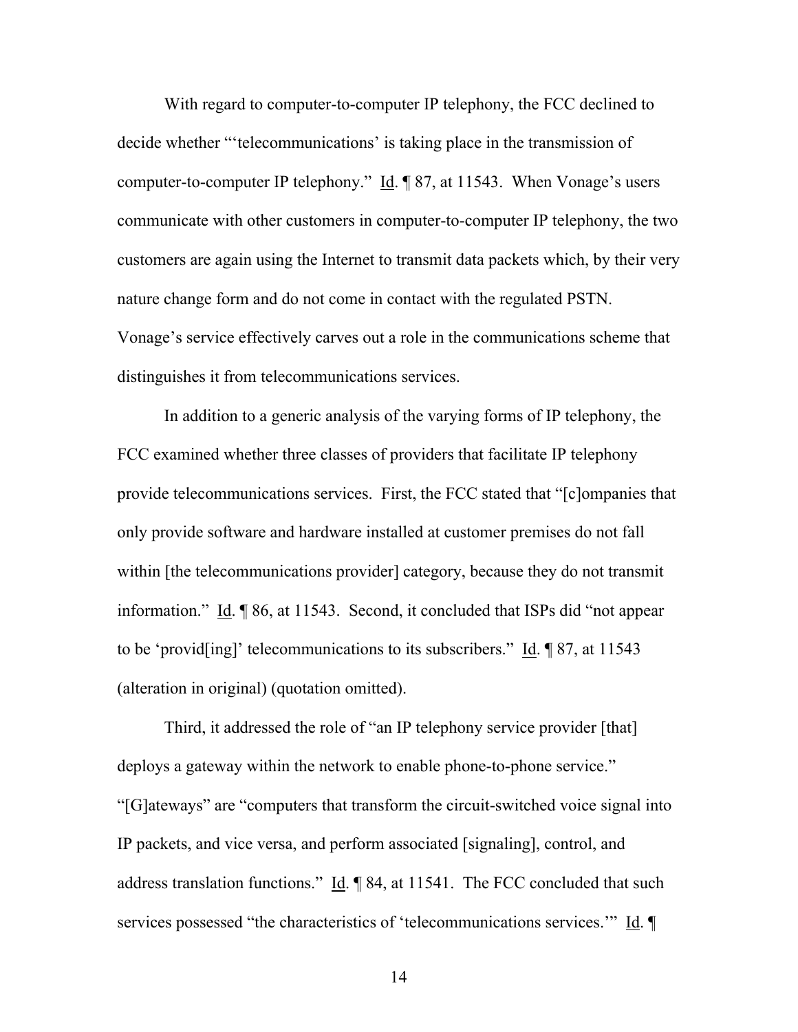With regard to computer-to-computer IP telephony, the FCC declined to decide whether "'telecommunications' is taking place in the transmission of computer-to-computer IP telephony." Id. ¶ 87, at 11543. When Vonage's users communicate with other customers in computer-to-computer IP telephony, the two customers are again using the Internet to transmit data packets which, by their very nature change form and do not come in contact with the regulated PSTN. Vonage's service effectively carves out a role in the communications scheme that distinguishes it from telecommunications services.

In addition to a generic analysis of the varying forms of IP telephony, the FCC examined whether three classes of providers that facilitate IP telephony provide telecommunications services. First, the FCC stated that "[c]ompanies that only provide software and hardware installed at customer premises do not fall within [the telecommunications provider] category, because they do not transmit information." Id. ¶ 86, at 11543. Second, it concluded that ISPs did "not appear to be 'provid[ing]' telecommunications to its subscribers." Id. ¶ 87, at 11543 (alteration in original) (quotation omitted).

Third, it addressed the role of "an IP telephony service provider [that] deploys a gateway within the network to enable phone-to-phone service." "[G]ateways" are "computers that transform the circuit-switched voice signal into IP packets, and vice versa, and perform associated [signaling], control, and address translation functions." Id. ¶ 84, at 11541. The FCC concluded that such services possessed "the characteristics of 'telecommunications services.'" Id. ¶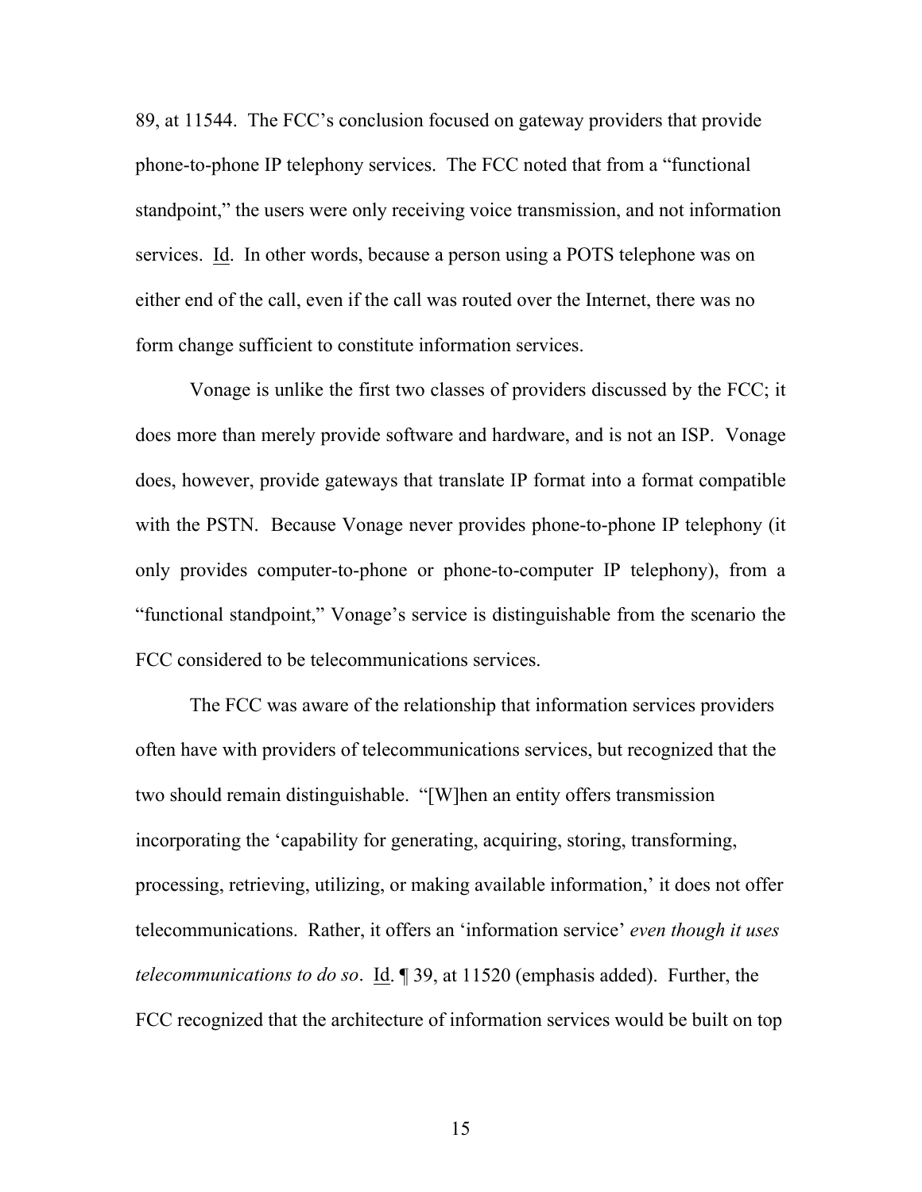89, at 11544. The FCC's conclusion focused on gateway providers that provide phone-to-phone IP telephony services. The FCC noted that from a "functional standpoint," the users were only receiving voice transmission, and not information services. Id. In other words, because a person using a POTS telephone was on either end of the call, even if the call was routed over the Internet, there was no form change sufficient to constitute information services.

Vonage is unlike the first two classes of providers discussed by the FCC; it does more than merely provide software and hardware, and is not an ISP. Vonage does, however, provide gateways that translate IP format into a format compatible with the PSTN. Because Vonage never provides phone-to-phone IP telephony (it only provides computer-to-phone or phone-to-computer IP telephony), from a "functional standpoint," Vonage's service is distinguishable from the scenario the FCC considered to be telecommunications services.

The FCC was aware of the relationship that information services providers often have with providers of telecommunications services, but recognized that the two should remain distinguishable. "[W]hen an entity offers transmission incorporating the 'capability for generating, acquiring, storing, transforming, processing, retrieving, utilizing, or making available information,' it does not offer telecommunications. Rather, it offers an 'information service' *even though it uses telecommunications to do so*. Id. ¶ 39, at 11520 (emphasis added). Further, the FCC recognized that the architecture of information services would be built on top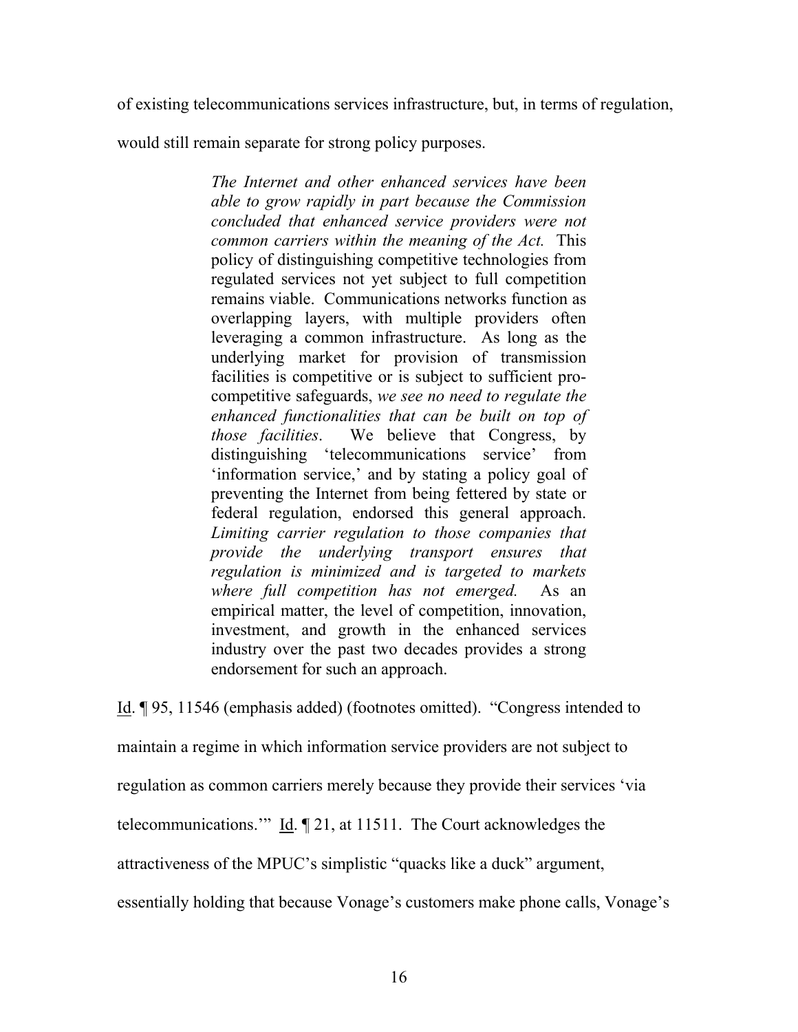of existing telecommunications services infrastructure, but, in terms of regulation, would still remain separate for strong policy purposes.

> *The Internet and other enhanced services have been able to grow rapidly in part because the Commission concluded that enhanced service providers were not common carriers within the meaning of the Act.* This policy of distinguishing competitive technologies from regulated services not yet subject to full competition remains viable. Communications networks function as overlapping layers, with multiple providers often leveraging a common infrastructure. As long as the underlying market for provision of transmission facilities is competitive or is subject to sufficient pro-competitive safeguards, *we see no need to regulate the enhanced functionalities that can be built on top of those facilities*. We believe that Congress, by distinguishing 'telecommunications service' from 'information service,' and by stating a policy goal of preventing the Internet from being fettered by state or federal regulation, endorsed this general approach. *Limiting carrier regulation to those companies that provide the underlying transport ensures that regulation is minimized and is targeted to markets where full competition has not emerged.* As an empirical matter, the level of competition, innovation, investment, and growth in the enhanced services industry over the past two decades provides a strong endorsement for such an approach.

Id. ¶ 95, 11546 (emphasis added) (footnotes omitted). "Congress intended to maintain a regime in which information service providers are not subject to regulation as common carriers merely because they provide their services 'via telecommunications.'" Id. ¶ 21, at 11511. The Court acknowledges the attractiveness of the MPUC's simplistic "quacks like a duck" argument, essentially holding that because Vonage's customers make phone calls, Vonage's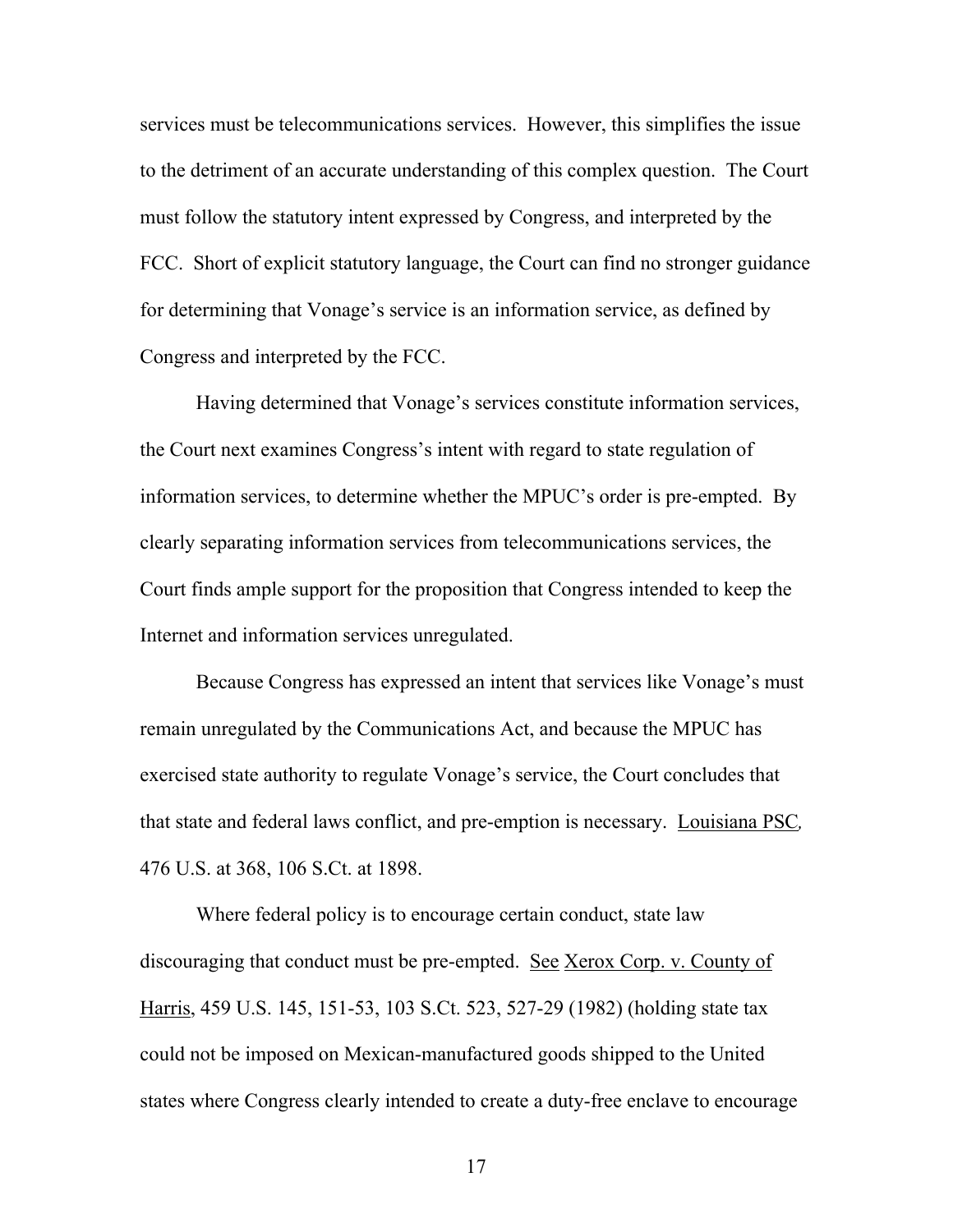services must be telecommunications services. However, this simplifies the issue to the detriment of an accurate understanding of this complex question. The Court must follow the statutory intent expressed by Congress, and interpreted by the FCC. Short of explicit statutory language, the Court can find no stronger guidance for determining that Vonage's service is an information service, as defined by Congress and interpreted by the FCC.

Having determined that Vonage's services constitute information services, the Court next examines Congress's intent with regard to state regulation of information services, to determine whether the MPUC's order is pre-empted. By clearly separating information services from telecommunications services, the Court finds ample support for the proposition that Congress intended to keep the Internet and information services unregulated.

Because Congress has expressed an intent that services like Vonage's must remain unregulated by the Communications Act, and because the MPUC has exercised state authority to regulate Vonage's service, the Court concludes that that state and federal laws conflict, and pre-emption is necessary. Louisiana PSC*,* 476 U.S. at 368, 106 S.Ct. at 1898.

Where federal policy is to encourage certain conduct, state law discouraging that conduct must be pre-empted. See Xerox Corp. v. County of Harris, 459 U.S. 145, 151-53, 103 S.Ct. 523, 527-29 (1982) (holding state tax could not be imposed on Mexican-manufactured goods shipped to the United states where Congress clearly intended to create a duty-free enclave to encourage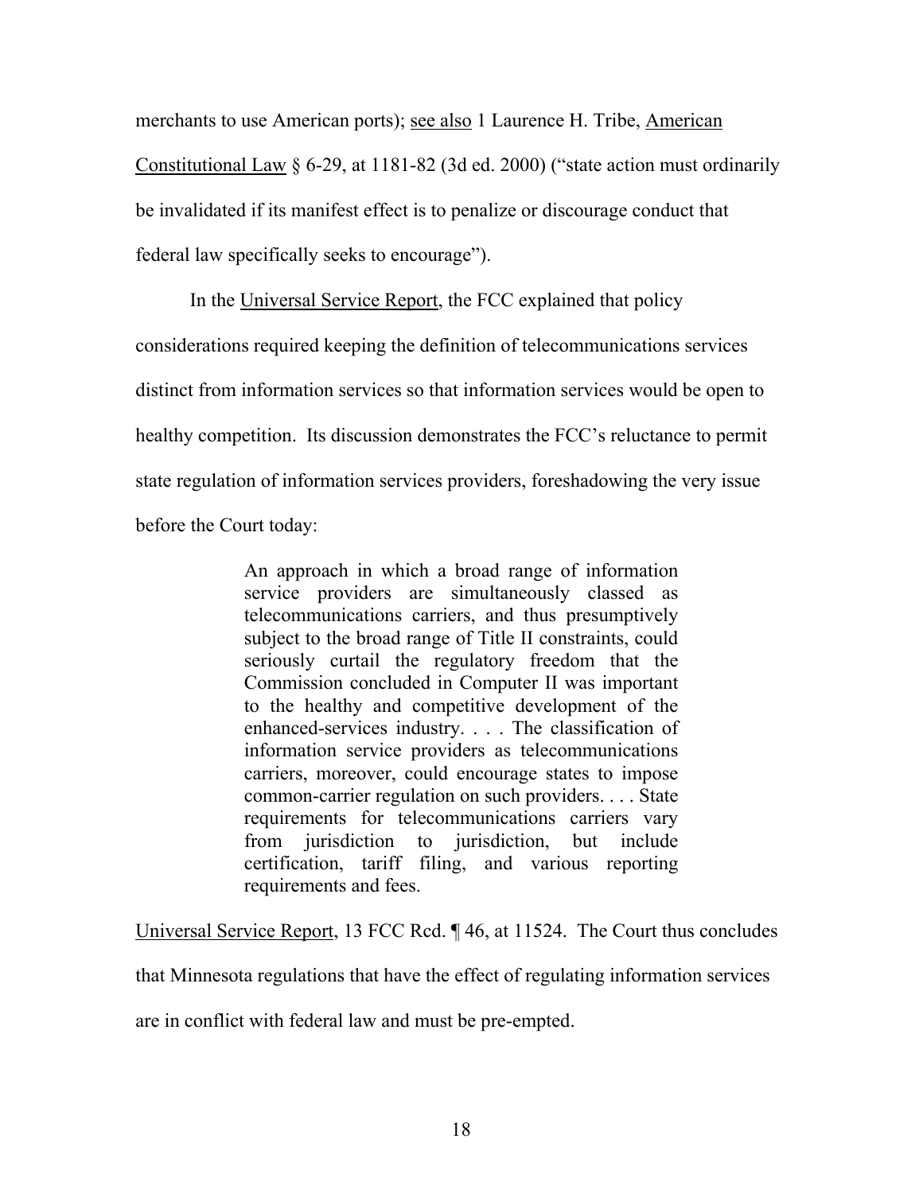merchants to use American ports); see also 1 Laurence H. Tribe, American Constitutional Law § 6-29, at 1181-82 (3d ed. 2000) ("state action must ordinarily be invalidated if its manifest effect is to penalize or discourage conduct that federal law specifically seeks to encourage").

In the Universal Service Report, the FCC explained that policy considerations required keeping the definition of telecommunications services distinct from information services so that information services would be open to healthy competition. Its discussion demonstrates the FCC's reluctance to permit state regulation of information services providers, foreshadowing the very issue before the Court today:

> An approach in which a broad range of information service providers are simultaneously classed as telecommunications carriers, and thus presumptively subject to the broad range of Title II constraints, could seriously curtail the regulatory freedom that the Commission concluded in Computer II was important to the healthy and competitive development of the enhanced-services industry. . . . The classification of information service providers as telecommunications carriers, moreover, could encourage states to impose common-carrier regulation on such providers. . . . State requirements for telecommunications carriers vary from jurisdiction to jurisdiction, but include certification, tariff filing, and various reporting requirements and fees.

Universal Service Report, 13 FCC Rcd. ¶ 46, at 11524. The Court thus concludes that Minnesota regulations that have the effect of regulating information services are in conflict with federal law and must be pre-empted.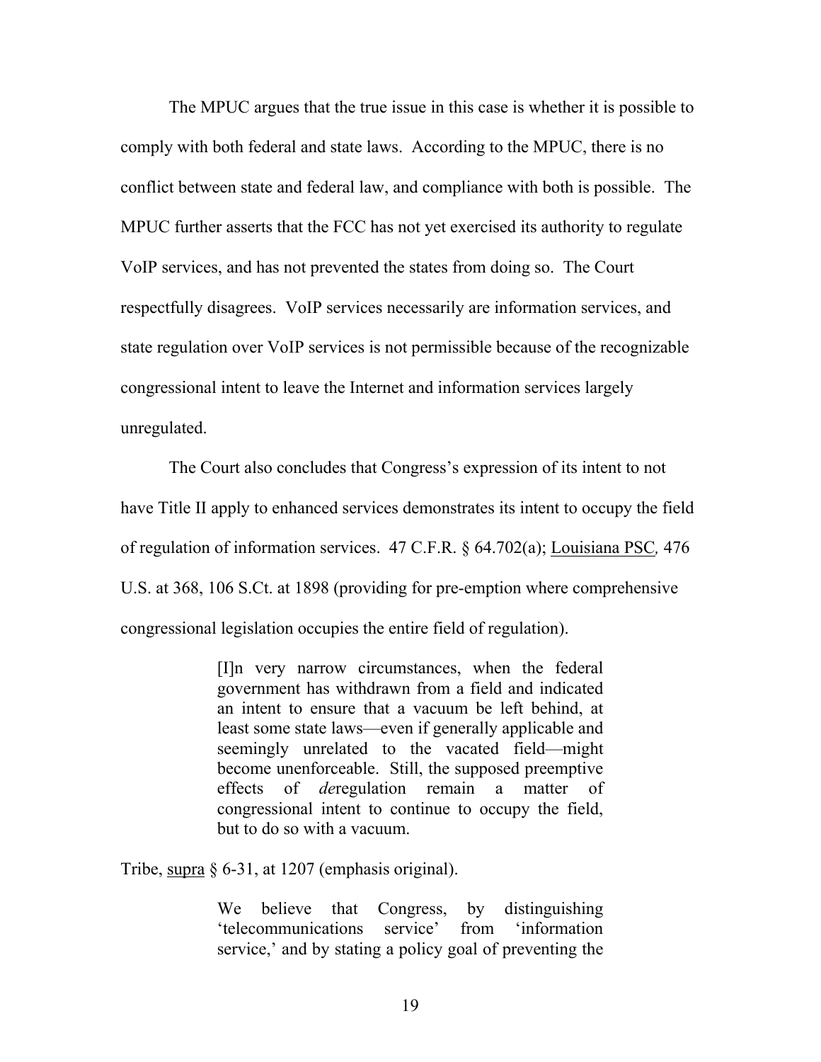The MPUC argues that the true issue in this case is whether it is possible to comply with both federal and state laws. According to the MPUC, there is no conflict between state and federal law, and compliance with both is possible. The MPUC further asserts that the FCC has not yet exercised its authority to regulate VoIP services, and has not prevented the states from doing so. The Court respectfully disagrees. VoIP services necessarily are information services, and state regulation over VoIP services is not permissible because of the recognizable congressional intent to leave the Internet and information services largely unregulated.

The Court also concludes that Congress's expression of its intent to not have Title II apply to enhanced services demonstrates its intent to occupy the field of regulation of information services. 47 C.F.R. § 64.702(a); Louisiana PSC*,* 476 U.S. at 368, 106 S.Ct. at 1898 (providing for pre-emption where comprehensive congressional legislation occupies the entire field of regulation).

> [I]n very narrow circumstances, when the federal government has withdrawn from a field and indicated an intent to ensure that a vacuum be left behind, at least some state laws—even if generally applicable and seemingly unrelated to the vacated field—might become unenforceable. Still, the supposed preemptive effects of *de*regulation remain a matter of congressional intent to continue to occupy the field, but to do so with a vacuum.

Tribe, supra § 6-31, at 1207 (emphasis original).

> We believe that Congress, by distinguishing 'telecommunications service' from 'information service,' and by stating a policy goal of preventing the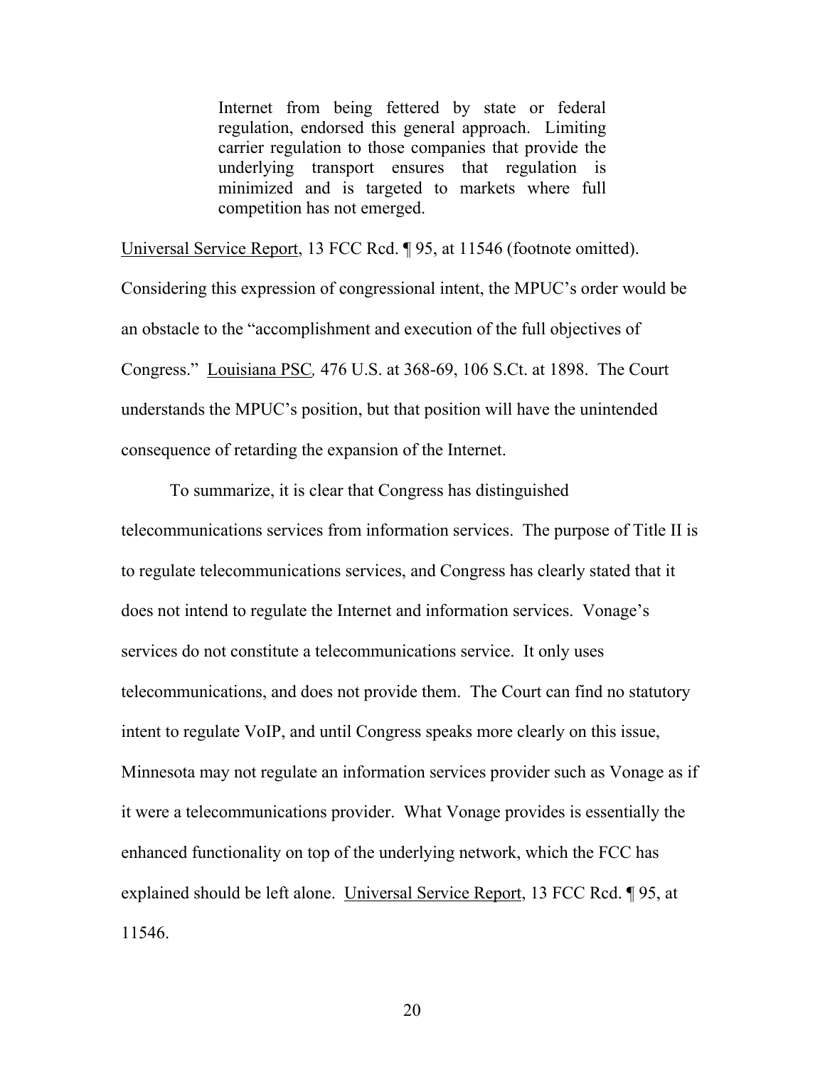> Internet from being fettered by state or federal regulation, endorsed this general approach. Limiting carrier regulation to those companies that provide the underlying transport ensures that regulation is minimized and is targeted to markets where full competition has not emerged.

Universal Service Report, 13 FCC Rcd. ¶ 95, at 11546 (footnote omitted). Considering this expression of congressional intent, the MPUC's order would be an obstacle to the "accomplishment and execution of the full objectives of Congress." Louisiana PSC, 476 U.S. at 368-69, 106 S.Ct. at 1898. The Court understands the MPUC's position, but that position will have the unintended consequence of retarding the expansion of the Internet.

To summarize, it is clear that Congress has distinguished telecommunications services from information services. The purpose of Title II is to regulate telecommunications services, and Congress has clearly stated that it does not intend to regulate the Internet and information services. Vonage's services do not constitute a telecommunications service. It only uses telecommunications, and does not provide them. The Court can find no statutory intent to regulate VoIP, and until Congress speaks more clearly on this issue, Minnesota may not regulate an information services provider such as Vonage as if it were a telecommunications provider. What Vonage provides is essentially the enhanced functionality on top of the underlying network, which the FCC has explained should be left alone. Universal Service Report, 13 FCC Rcd. ¶ 95, at 11546.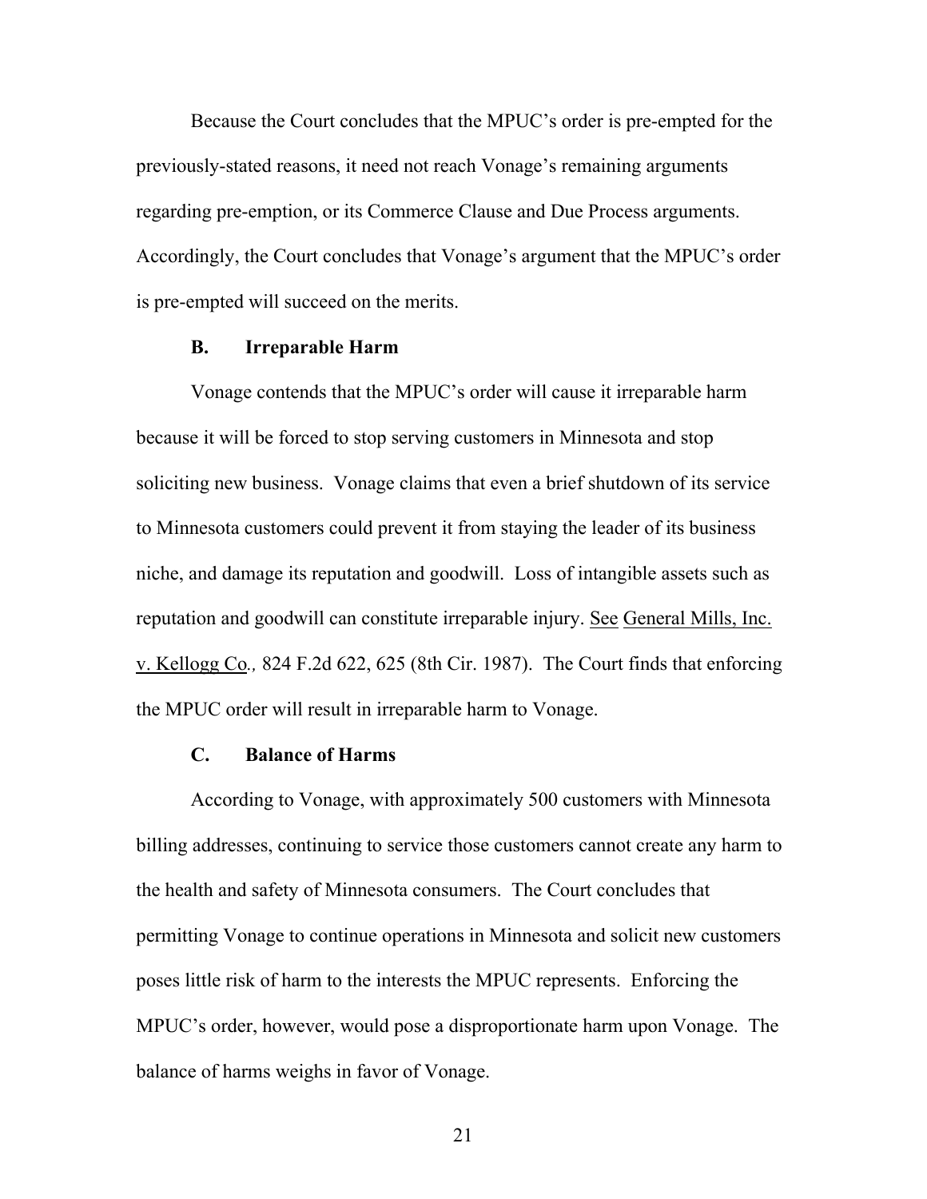Because the Court concludes that the MPUC's order is pre-empted for the previously-stated reasons, it need not reach Vonage's remaining arguments regarding pre-emption, or its Commerce Clause and Due Process arguments. Accordingly, the Court concludes that Vonage's argument that the MPUC's order is pre-empted will succeed on the merits.

### B. Irreparable Harm

Vonage contends that the MPUC's order will cause it irreparable harm because it will be forced to stop serving customers in Minnesota and stop soliciting new business. Vonage claims that even a brief shutdown of its service to Minnesota customers could prevent it from staying the leader of its business niche, and damage its reputation and goodwill. Loss of intangible assets such as reputation and goodwill can constitute irreparable injury. See General Mills, Inc. v. Kellogg Co., 824 F.2d 622, 625 (8th Cir. 1987). The Court finds that enforcing the MPUC order will result in irreparable harm to Vonage.

### C. Balance of Harms

According to Vonage, with approximately 500 customers with Minnesota billing addresses, continuing to service those customers cannot create any harm to the health and safety of Minnesota consumers. The Court concludes that permitting Vonage to continue operations in Minnesota and solicit new customers poses little risk of harm to the interests the MPUC represents. Enforcing the MPUC's order, however, would pose a disproportionate harm upon Vonage. The balance of harms weighs in favor of Vonage.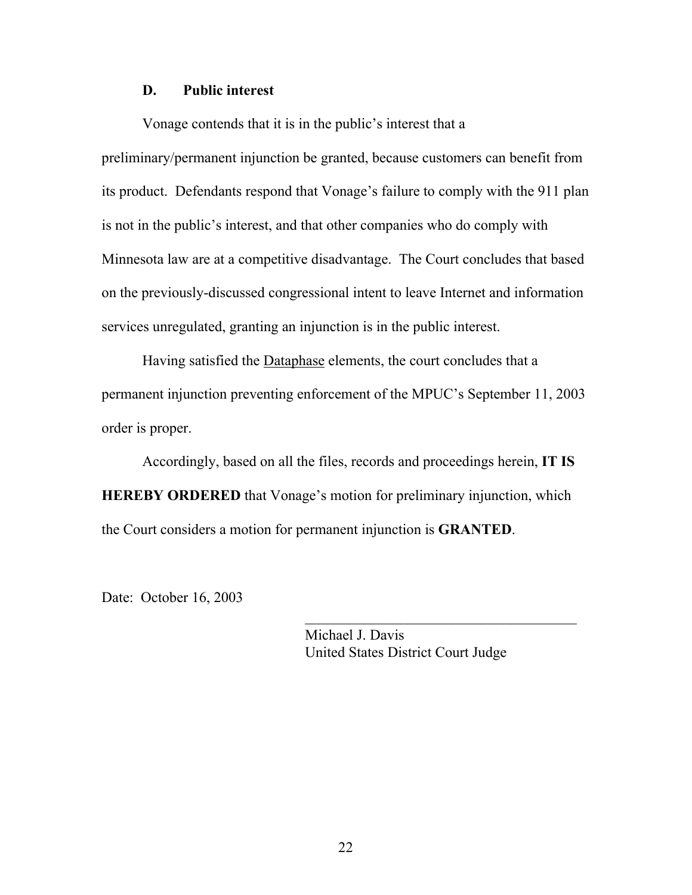### D. Public interest

Vonage contends that it is in the public's interest that a preliminary/permanent injunction be granted, because customers can benefit from its product. Defendants respond that Vonage's failure to comply with the 911 plan is not in the public's interest, and that other companies who do comply with Minnesota law are at a competitive disadvantage. The Court concludes that based on the previously-discussed congressional intent to leave Internet and information services unregulated, granting an injunction is in the public interest.

Having satisfied the Dataphase elements, the court concludes that a permanent injunction preventing enforcement of the MPUC's September 11, 2003 order is proper.

Accordingly, based on all the files, records and proceedings herein, **IT IS HEREBY ORDERED** that Vonage's motion for preliminary injunction, which the Court considers a motion for permanent injunction is **GRANTED**.

Date: October 16, 2003

Michael J. Davis
United States District Court Judge